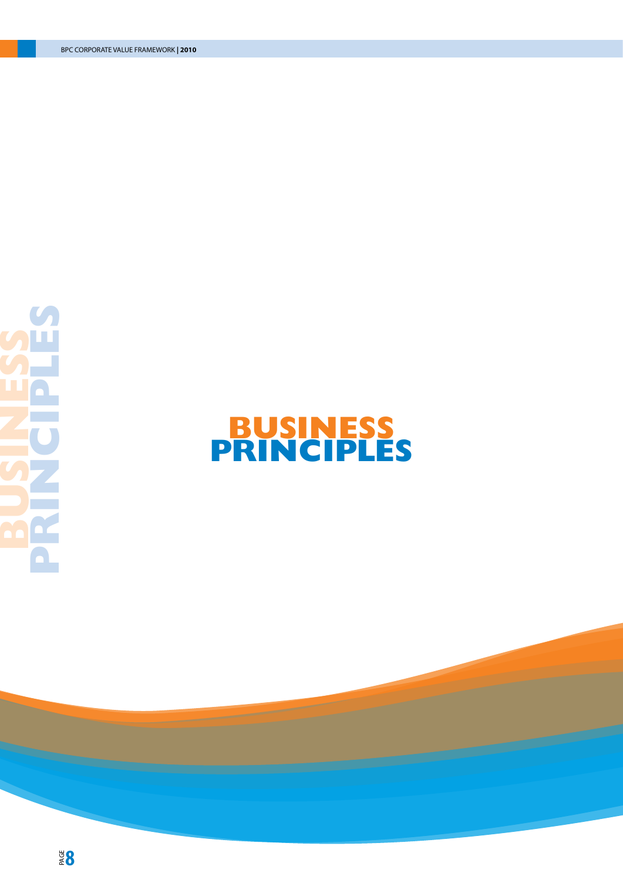# BUSINESS PRINCIPLES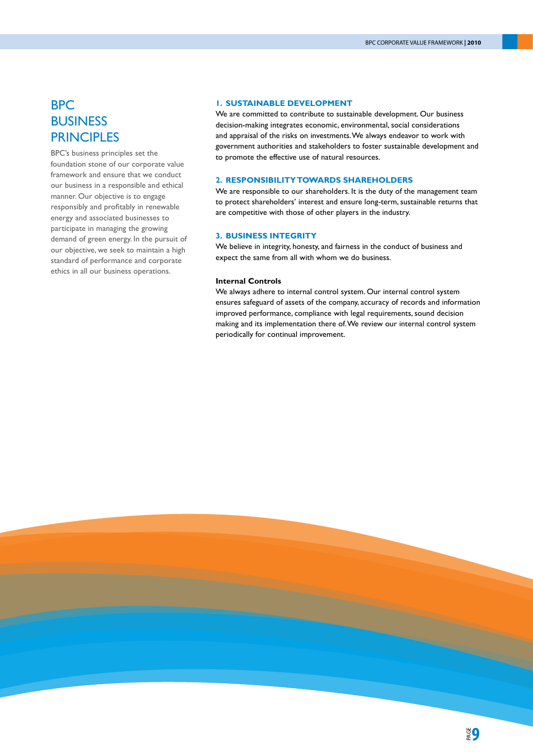# BPC BUSINESS PRINCIPLES

BPC's business principles set the foundation stone of our corporate value framework and ensure that we conduct our business in a responsible and ethical manner. Our objective is to engage responsibly and profitably in renewable energy and associated businesses to participate in managing the growing demand of green energy. In the pursuit of our objective, we seek to maintain a high standard of performance and corporate ethics in all our business operations.

## 1. SUSTAINABLE DEVELOPMENT

We are committed to contribute to sustainable development. Our business decision-making integrates economic, environmental, social considerations and appraisal of the risks on investments. We always endeavor to work with government authorities and stakeholders to foster sustainable development and to promote the effective use of natural resources.

## 2. RESPONSIBILITY TOWARDS SHAREHOLDERS

We are responsible to our shareholders. It is the duty of the management team to protect shareholders' interest and ensure long-term, sustainable returns that are competitive with those of other players in the industry.

## 3. BUSINESS INTEGRITY

We believe in integrity, honesty, and fairness in the conduct of business and expect the same from all with whom we do business.

### Internal Controls

We always adhere to internal control system. Our internal control system ensures safeguard of assets of the company, accuracy of records and information improved performance, compliance with legal requirements, sound decision making and its implementation there of. We review our internal control system periodically for continual improvement.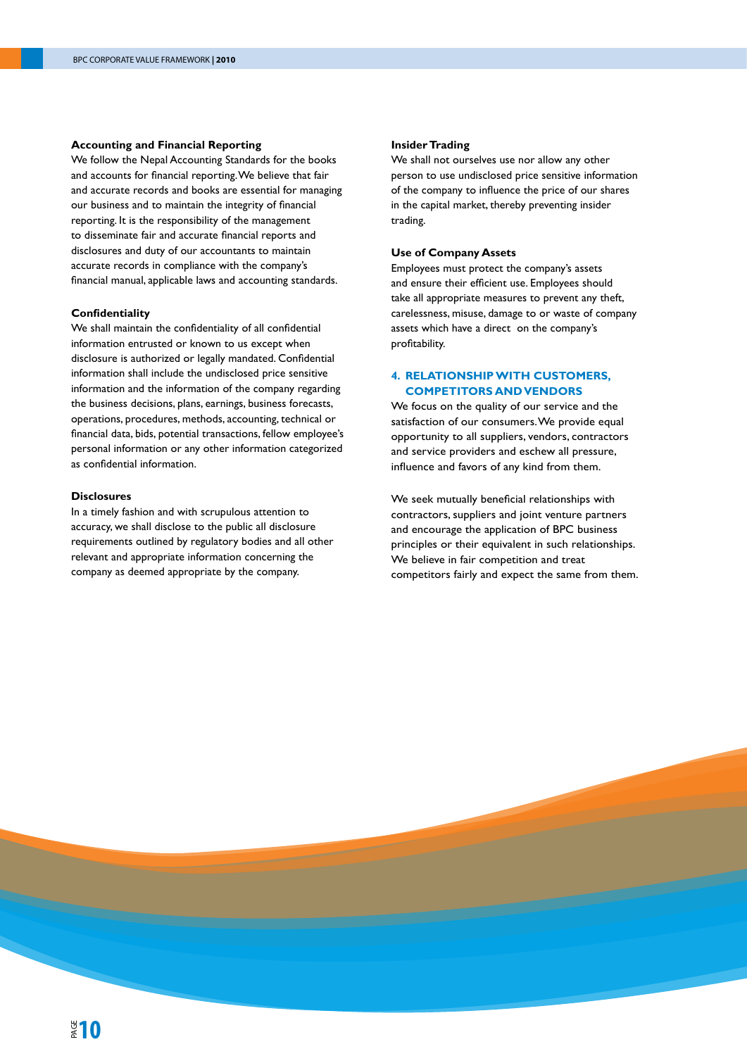**Accounting and Financial Reporting**

We follow the Nepal Accounting Standards for the books and accounts for financial reporting. We believe that fair and accurate records and books are essential for managing our business and to maintain the integrity of financial reporting. It is the responsibility of the management to disseminate fair and accurate financial reports and disclosures and duty of our accountants to maintain accurate records in compliance with the company's financial manual, applicable laws and accounting standards.

**Confidentiality**

We shall maintain the confidentiality of all confidential information entrusted or known to us except when disclosure is authorized or legally mandated. Confidential information shall include the undisclosed price sensitive information and the information of the company regarding the business decisions, plans, earnings, business forecasts, operations, procedures, methods, accounting, technical or financial data, bids, potential transactions, fellow employee's personal information or any other information categorized as confidential information.

**Disclosures**

In a timely fashion and with scrupulous attention to accuracy, we shall disclose to the public all disclosure requirements outlined by regulatory bodies and all other relevant and appropriate information concerning the company as deemed appropriate by the company.

**Insider Trading**

We shall not ourselves use nor allow any other person to use undisclosed price sensitive information of the company to influence the price of our shares in the capital market, thereby preventing insider trading.

**Use of Company Assets**

Employees must protect the company's assets and ensure their efficient use. Employees should take all appropriate measures to prevent any theft, carelessness, misuse, damage to or waste of company assets which have a direct on the company's profitability.

## 4. RELATIONSHIP WITH CUSTOMERS, COMPETITORS AND VENDORS

We focus on the quality of our service and the satisfaction of our consumers. We provide equal opportunity to all suppliers, vendors, contractors and service providers and eschew all pressure, influence and favors of any kind from them.

We seek mutually beneficial relationships with contractors, suppliers and joint venture partners and encourage the application of BPC business principles or their equivalent in such relationships. We believe in fair competition and treat competitors fairly and expect the same from them.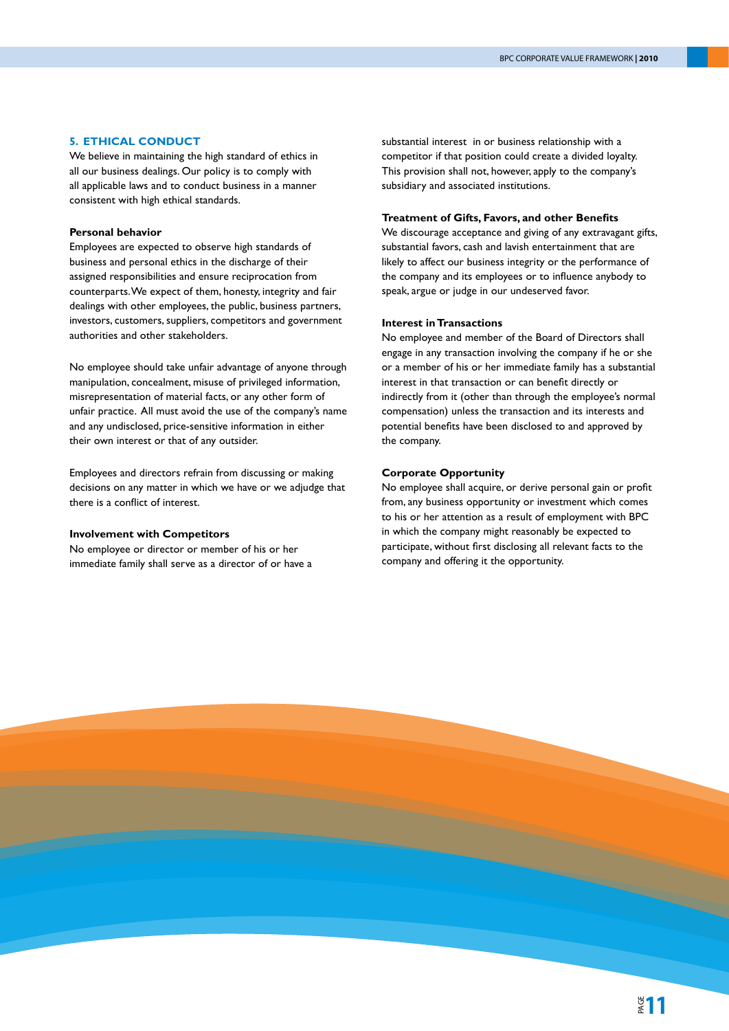## 5. ETHICAL CONDUCT

We believe in maintaining the high standard of ethics in all our business dealings. Our policy is to comply with all applicable laws and to conduct business in a manner consistent with high ethical standards.

### Personal behavior

Employees are expected to observe high standards of business and personal ethics in the discharge of their assigned responsibilities and ensure reciprocation from counterparts. We expect of them, honesty, integrity and fair dealings with other employees, the public, business partners, investors, customers, suppliers, competitors and government authorities and other stakeholders.

No employee should take unfair advantage of anyone through manipulation, concealment, misuse of privileged information, misrepresentation of material facts, or any other form of unfair practice. All must avoid the use of the company's name and any undisclosed, price-sensitive information in either their own interest or that of any outsider.

Employees and directors refrain from discussing or making decisions on any matter in which we have or we adjudge that there is a conflict of interest.

### Involvement with Competitors

No employee or director or member of his or her immediate family shall serve as a director of or have a substantial interest in or business relationship with a competitor if that position could create a divided loyalty. This provision shall not, however, apply to the company's subsidiary and associated institutions.

### Treatment of Gifts, Favors, and other Benefits

We discourage acceptance and giving of any extravagant gifts, substantial favors, cash and lavish entertainment that are likely to affect our business integrity or the performance of the company and its employees or to influence anybody to speak, argue or judge in our undeserved favor.

### Interest in Transactions

No employee and member of the Board of Directors shall engage in any transaction involving the company if he or she or a member of his or her immediate family has a substantial interest in that transaction or can benefit directly or indirectly from it (other than through the employee's normal compensation) unless the transaction and its interests and potential benefits have been disclosed to and approved by the company.

### Corporate Opportunity

No employee shall acquire, or derive personal gain or profit from, any business opportunity or investment which comes to his or her attention as a result of employment with BPC in which the company might reasonably be expected to participate, without first disclosing all relevant facts to the company and offering it the opportunity.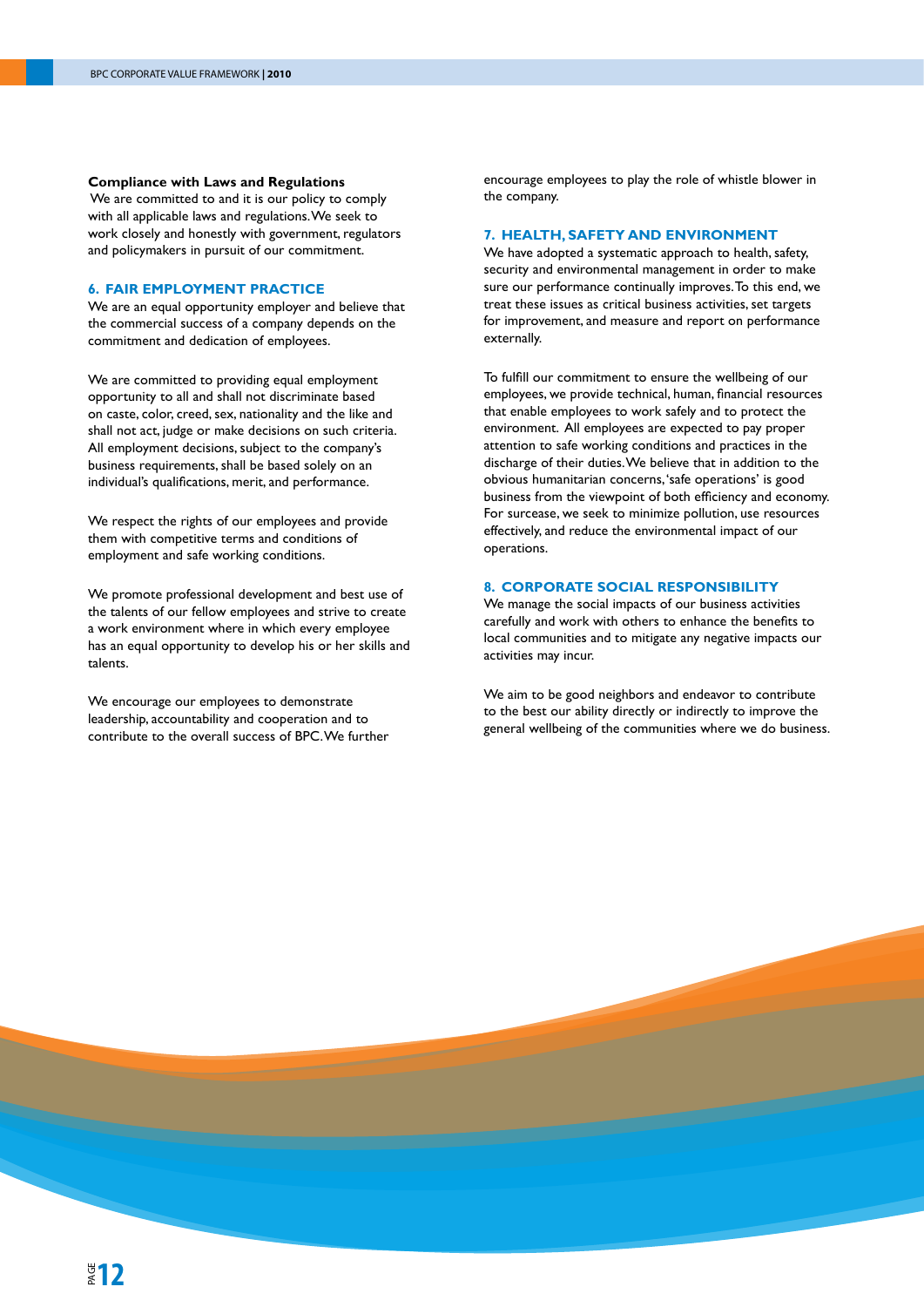**Compliance with Laws and Regulations**

We are committed to and it is our policy to comply with all applicable laws and regulations. We seek to work closely and honestly with government, regulators and policymakers in pursuit of our commitment.

## 6. FAIR EMPLOYMENT PRACTICE

We are an equal opportunity employer and believe that the commercial success of a company depends on the commitment and dedication of employees.

We are committed to providing equal employment opportunity to all and shall not discriminate based on caste, color, creed, sex, nationality and the like and shall not act, judge or make decisions on such criteria. All employment decisions, subject to the company's business requirements, shall be based solely on an individual's qualifications, merit, and performance.

We respect the rights of our employees and provide them with competitive terms and conditions of employment and safe working conditions.

We promote professional development and best use of the talents of our fellow employees and strive to create a work environment where in which every employee has an equal opportunity to develop his or her skills and talents.

We encourage our employees to demonstrate leadership, accountability and cooperation and to contribute to the overall success of BPC. We further encourage employees to play the role of whistle blower in the company.

## 7. HEALTH, SAFETY AND ENVIRONMENT

We have adopted a systematic approach to health, safety, security and environmental management in order to make sure our performance continually improves. To this end, we treat these issues as critical business activities, set targets for improvement, and measure and report on performance externally.

To fulfill our commitment to ensure the wellbeing of our employees, we provide technical, human, financial resources that enable employees to work safely and to protect the environment. All employees are expected to pay proper attention to safe working conditions and practices in the discharge of their duties. We believe that in addition to the obvious humanitarian concerns, 'safe operations' is good business from the viewpoint of both efficiency and economy. For surcease, we seek to minimize pollution, use resources effectively, and reduce the environmental impact of our operations.

## 8. CORPORATE SOCIAL RESPONSIBILITY

We manage the social impacts of our business activities carefully and work with others to enhance the benefits to local communities and to mitigate any negative impacts our activities may incur.

We aim to be good neighbors and endeavor to contribute to the best our ability directly or indirectly to improve the general wellbeing of the communities where we do business.